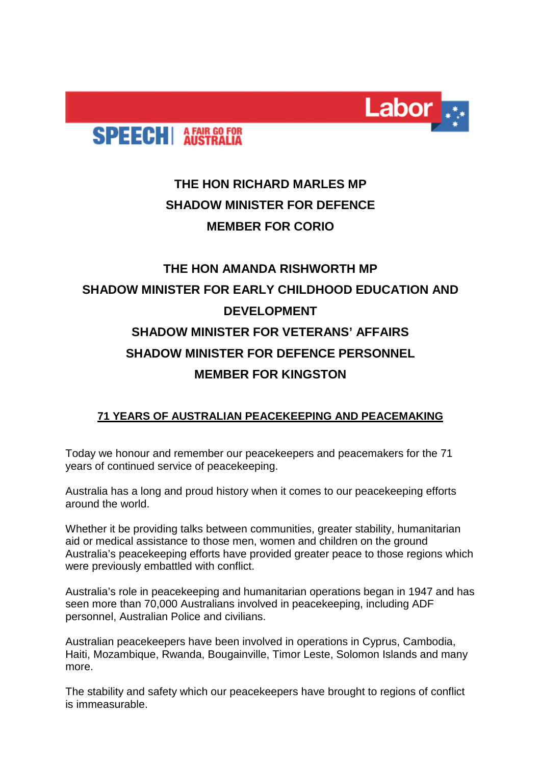SPEECH | A FAIR GO FOR AUSTRALIA

**THE HON RICHARD MARLES MP**
**SHADOW MINISTER FOR DEFENCE**
**MEMBER FOR CORIO**

**THE HON AMANDA RISHWORTH MP**
**SHADOW MINISTER FOR EARLY CHILDHOOD EDUCATION AND DEVELOPMENT**
**SHADOW MINISTER FOR VETERANS' AFFAIRS**
**SHADOW MINISTER FOR DEFENCE PERSONNEL**
**MEMBER FOR KINGSTON**

# 71 YEARS OF AUSTRALIAN PEACEKEEPING AND PEACEMAKING

Today we honour and remember our peacekeepers and peacemakers for the 71 years of continued service of peacekeeping.

Australia has a long and proud history when it comes to our peacekeeping efforts around the world.

Whether it be providing talks between communities, greater stability, humanitarian aid or medical assistance to those men, women and children on the ground Australia's peacekeeping efforts have provided greater peace to those regions which were previously embattled with conflict.

Australia's role in peacekeeping and humanitarian operations began in 1947 and has seen more than 70,000 Australians involved in peacekeeping, including ADF personnel, Australian Police and civilians.

Australian peacekeepers have been involved in operations in Cyprus, Cambodia, Haiti, Mozambique, Rwanda, Bougainville, Timor Leste, Solomon Islands and many more.

The stability and safety which our peacekeepers have brought to regions of conflict is immeasurable.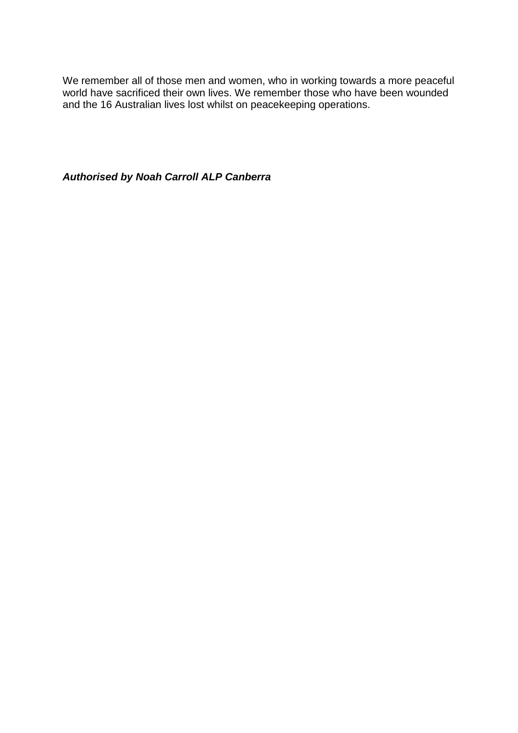We remember all of those men and women, who in working towards a more peaceful world have sacrificed their own lives. We remember those who have been wounded and the 16 Australian lives lost whilst on peacekeeping operations.

***Authorised by Noah Carroll ALP Canberra***